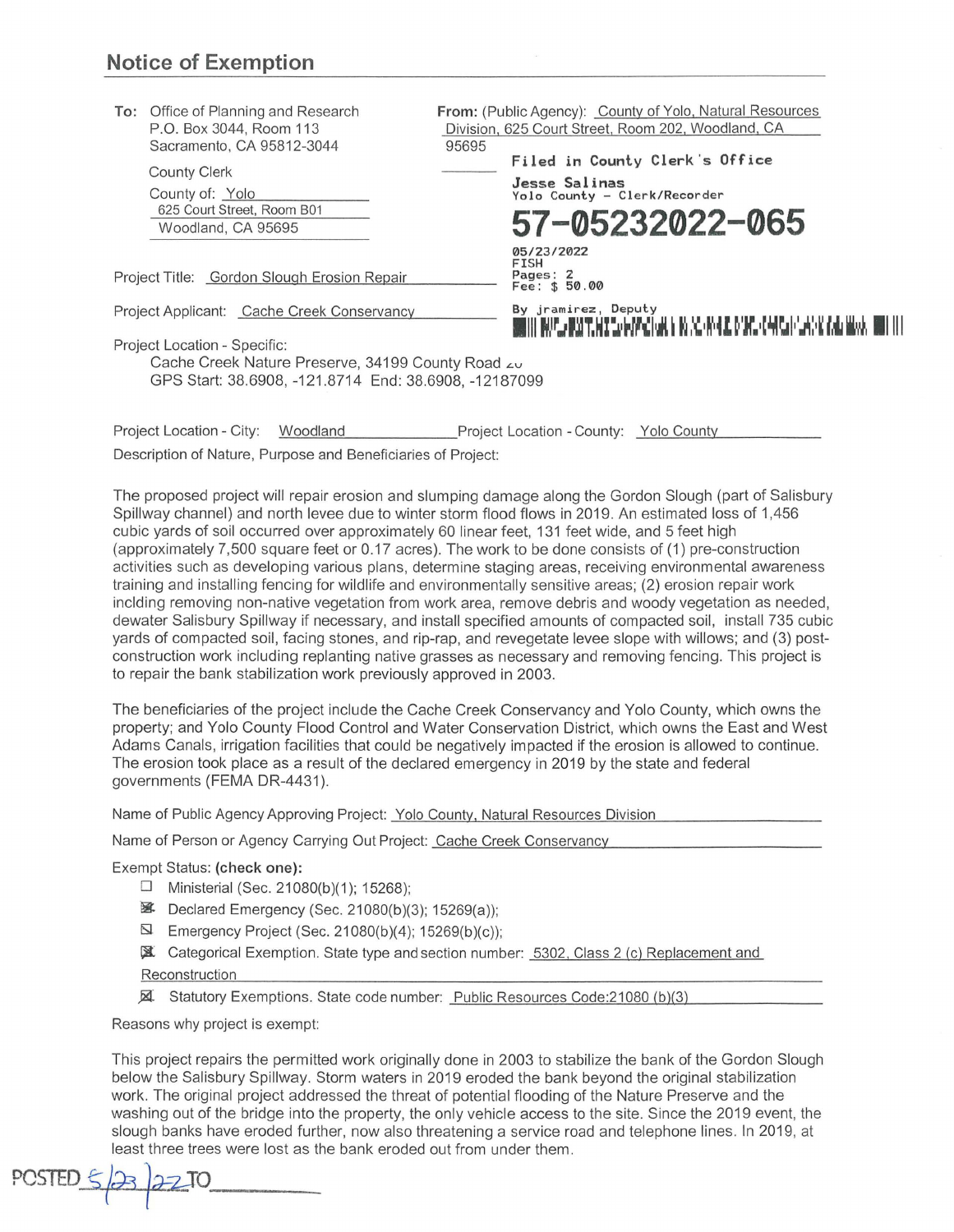## Notice of Exemption

**To:** Office of Planning and Research
P.O. Box 3044, Room 113
Sacramento, CA 95812-3044

County Clerk
County of: Yolo
625 Court Street, Room B01
Woodland, CA 95695

**From:** (Public Agency): County of Yolo, Natural Resources Division, 625 Court Street, Room 202, Woodland, CA 95695

Filed in County Clerk's Office
Jesse Salinas
Yolo County - Clerk/Recorder
**57-05232022-065**
05/23/2022
FISH
Pages: 2
Fee: $ 50.00
By jramirez, Deputy

Project Title: Gordon Slough Erosion Repair

Project Applicant: Cache Creek Conservancy

Project Location - Specific:
Cache Creek Nature Preserve, 34199 County Road 20
GPS Start: 38.6908, -121.8714 End: 38.6908, -12187099

Project Location - City: Woodland Project Location - County: Yolo County

Description of Nature, Purpose and Beneficiaries of Project:

The proposed project will repair erosion and slumping damage along the Gordon Slough (part of Salisbury Spillway channel) and north levee due to winter storm flood flows in 2019. An estimated loss of 1,456 cubic yards of soil occurred over approximately 60 linear feet, 131 feet wide, and 5 feet high (approximately 7,500 square feet or 0.17 acres). The work to be done consists of (1) pre-construction activities such as developing various plans, determine staging areas, receiving environmental awareness training and installing fencing for wildlife and environmentally sensitive areas; (2) erosion repair work inclding removing non-native vegetation from work area, remove debris and woody vegetation as needed, dewater Salisbury Spillway if necessary, and install specified amounts of compacted soil, install 735 cubic yards of compacted soil, facing stones, and rip-rap, and revegetate levee slope with willows; and (3) post-construction work including replanting native grasses as necessary and removing fencing. This project is to repair the bank stabilization work previously approved in 2003.

The beneficiaries of the project include the Cache Creek Conservancy and Yolo County, which owns the property; and Yolo County Flood Control and Water Conservation District, which owns the East and West Adams Canals, irrigation facilities that could be negatively impacted if the erosion is allowed to continue. The erosion took place as a result of the declared emergency in 2019 by the state and federal governments (FEMA DR-4431).

Name of Public Agency Approving Project: Yolo County, Natural Resources Division

Name of Person or Agency Carrying Out Project: Cache Creek Conservancy

Exempt Status: **(check one):**

- ☐ Ministerial (Sec. 21080(b)(1); 15268);
- ☒ Declared Emergency (Sec. 21080(b)(3); 15269(a));
- ☒ Emergency Project (Sec. 21080(b)(4); 15269(b)(c));
- ☒ Categorical Exemption. State type and section number: 5302, Class 2 (c) Replacement and Reconstruction
- ☒ Statutory Exemptions. State code number: Public Resources Code:21080 (b)(3)

Reasons why project is exempt:

This project repairs the permitted work originally done in 2003 to stabilize the bank of the Gordon Slough below the Salisbury Spillway. Storm waters in 2019 eroded the bank beyond the original stabilization work. The original project addressed the threat of potential flooding of the Nature Preserve and the washing out of the bridge into the property, the only vehicle access to the site. Since the 2019 event, the slough banks have eroded further, now also threatening a service road and telephone lines. In 2019, at least three trees were lost as the bank eroded out from under them.

POSTED 5/23/22 TO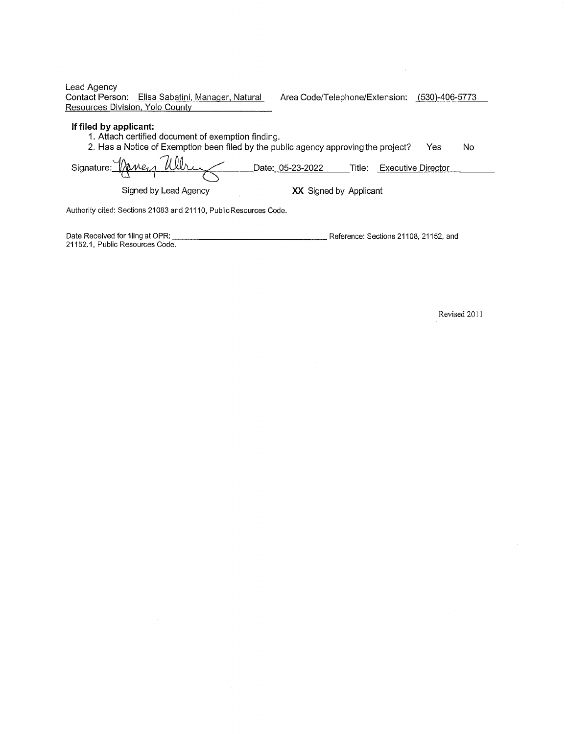Lead Agency
Contact Person: Elisa Sabatini, Manager, Natural Resources Division, Yolo County

Area Code/Telephone/Extension: (530)-406-5773

**If filed by applicant:**

1. Attach certified document of exemption finding.
2. Has a Notice of Exemption been filed by the public agency approving the project? Yes No

Signature: Nancy Ullrey Date: 05-23-2022 Title: Executive Director

Signed by Lead Agency **XX** Signed by Applicant

Authority cited: Sections 21083 and 21110, Public Resources Code.

Date Received for filing at OPR: ______________________ Reference: Sections 21108, 21152, and 21152.1, Public Resources Code.

Revised 2011